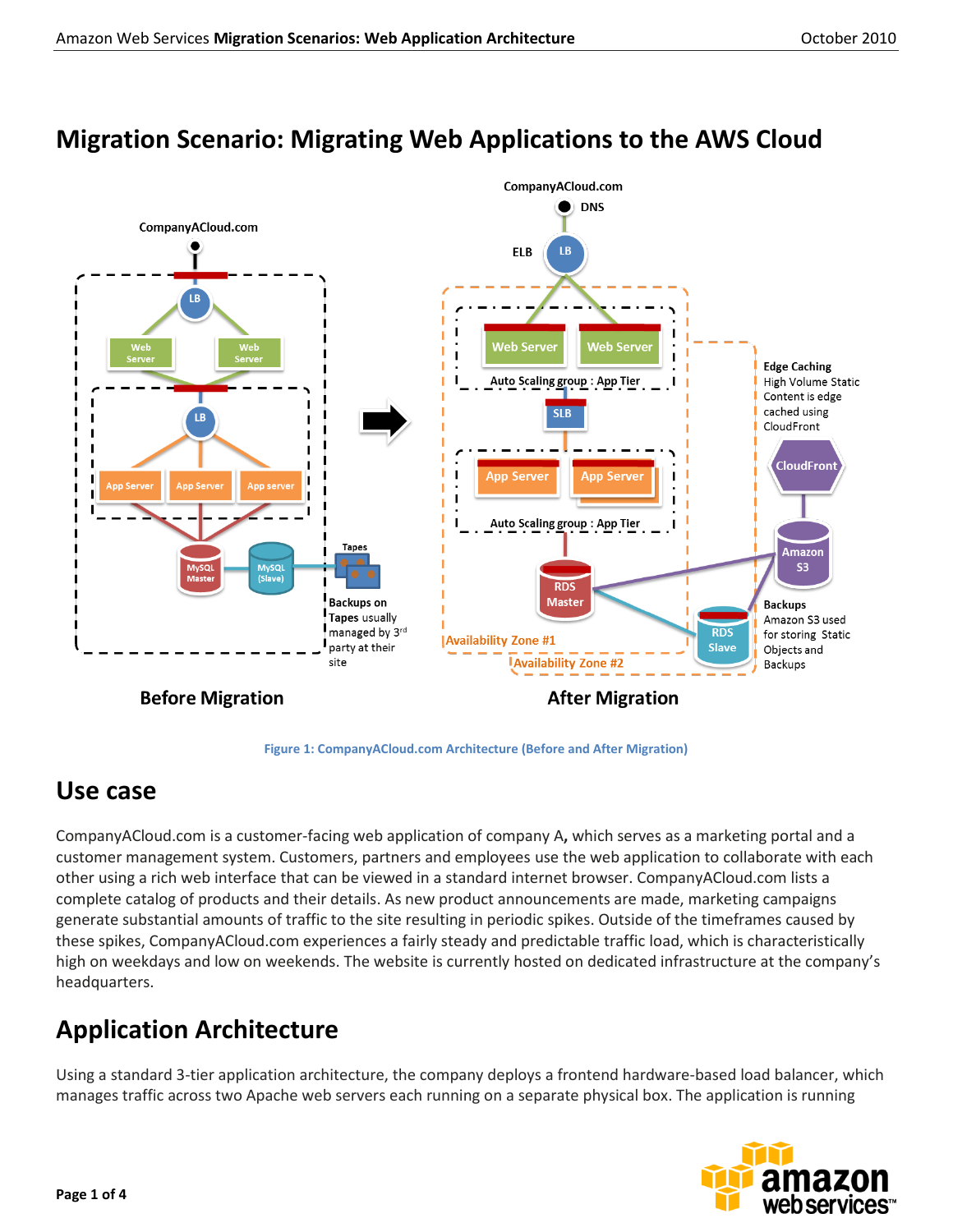# Migration Scenario: Migrating Web Applications to the AWS Cloud

Figure 1: CompanyACloud.com Architecture (Before and After Migration)

## Use case

CompanyACloud.com is a customer-facing web application of company A**,** which serves as a marketing portal and a customer management system. Customers, partners and employees use the web application to collaborate with each other using a rich web interface that can be viewed in a standard internet browser. CompanyACloud.com lists a complete catalog of products and their details. As new product announcements are made, marketing campaigns generate substantial amounts of traffic to the site resulting in periodic spikes. Outside of the timeframes caused by these spikes, CompanyACloud.com experiences a fairly steady and predictable traffic load, which is characteristically high on weekdays and low on weekends. The website is currently hosted on dedicated infrastructure at the company's headquarters.

## Application Architecture

Using a standard 3-tier application architecture, the company deploys a frontend hardware-based load balancer, which manages traffic across two Apache web servers each running on a separate physical box. The application is running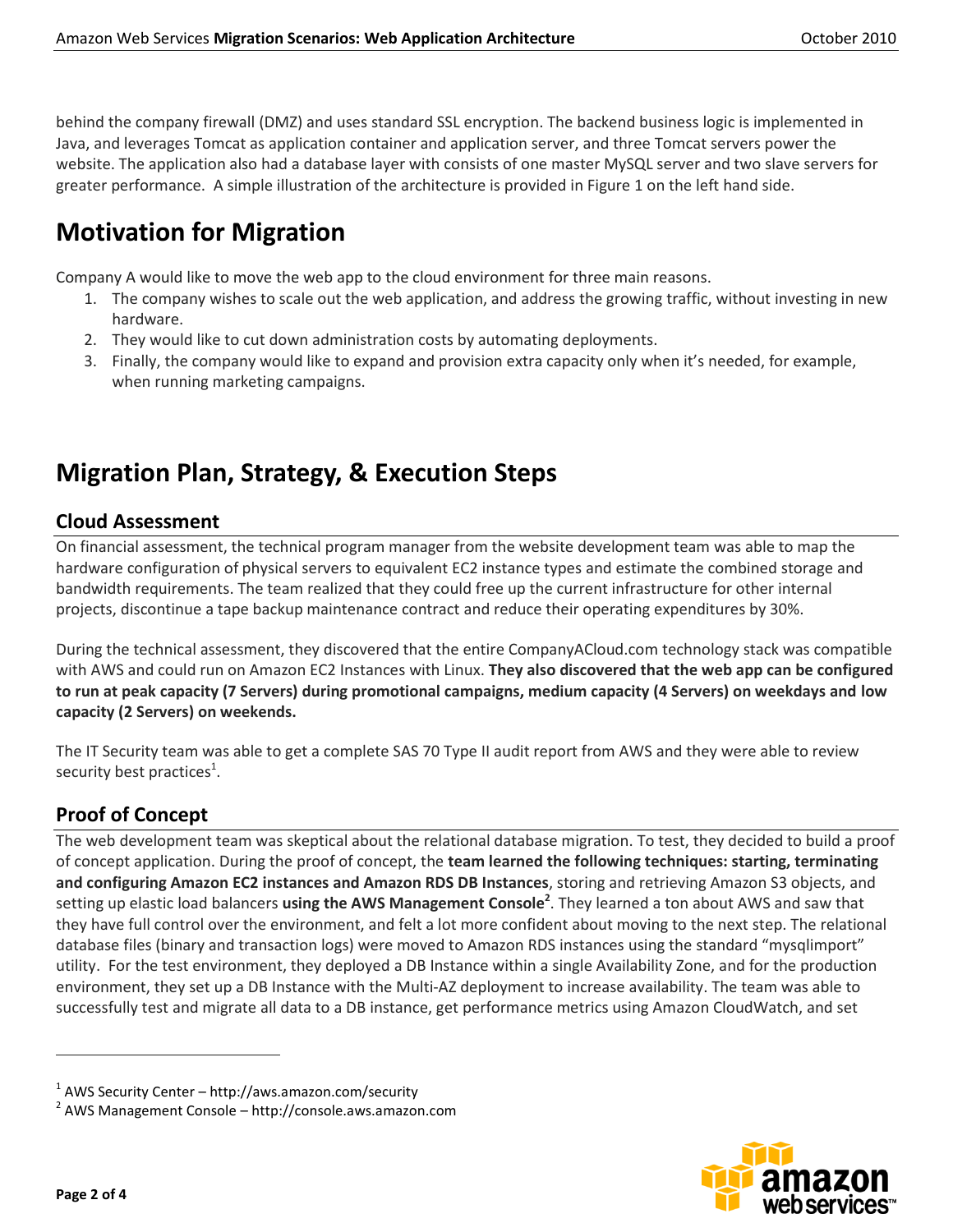behind the company firewall (DMZ) and uses standard SSL encryption. The backend business logic is implemented in Java, and leverages Tomcat as application container and application server, and three Tomcat servers power the website. The application also had a database layer with consists of one master MySQL server and two slave servers for greater performance. A simple illustration of the architecture is provided in Figure 1 on the left hand side.

# Motivation for Migration

Company A would like to move the web app to the cloud environment for three main reasons.

1. The company wishes to scale out the web application, and address the growing traffic, without investing in new hardware.
2. They would like to cut down administration costs by automating deployments.
3. Finally, the company would like to expand and provision extra capacity only when it's needed, for example, when running marketing campaigns.

# Migration Plan, Strategy, & Execution Steps

## Cloud Assessment

On financial assessment, the technical program manager from the website development team was able to map the hardware configuration of physical servers to equivalent EC2 instance types and estimate the combined storage and bandwidth requirements. The team realized that they could free up the current infrastructure for other internal projects, discontinue a tape backup maintenance contract and reduce their operating expenditures by 30%.

During the technical assessment, they discovered that the entire CompanyACloud.com technology stack was compatible with AWS and could run on Amazon EC2 Instances with Linux. **They also discovered that the web app can be configured to run at peak capacity (7 Servers) during promotional campaigns, medium capacity (4 Servers) on weekdays and low capacity (2 Servers) on weekends.**

The IT Security team was able to get a complete SAS 70 Type II audit report from AWS and they were able to review security best practices[1].

## Proof of Concept

The web development team was skeptical about the relational database migration. To test, they decided to build a proof of concept application. During the proof of concept, the **team learned the following techniques: starting, terminating and configuring Amazon EC2 instances and Amazon RDS DB Instances**, storing and retrieving Amazon S3 objects, and setting up elastic load balancers **using the AWS Management Console[2]**. They learned a ton about AWS and saw that they have full control over the environment, and felt a lot more confident about moving to the next step. The relational database files (binary and transaction logs) were moved to Amazon RDS instances using the standard "mysqlimport" utility. For the test environment, they deployed a DB Instance within a single Availability Zone, and for the production environment, they set up a DB Instance with the Multi-AZ deployment to increase availability. The team was able to successfully test and migrate all data to a DB instance, get performance metrics using Amazon CloudWatch, and set

---

[1] AWS Security Center – http://aws.amazon.com/security

[2] AWS Management Console – http://console.aws.amazon.com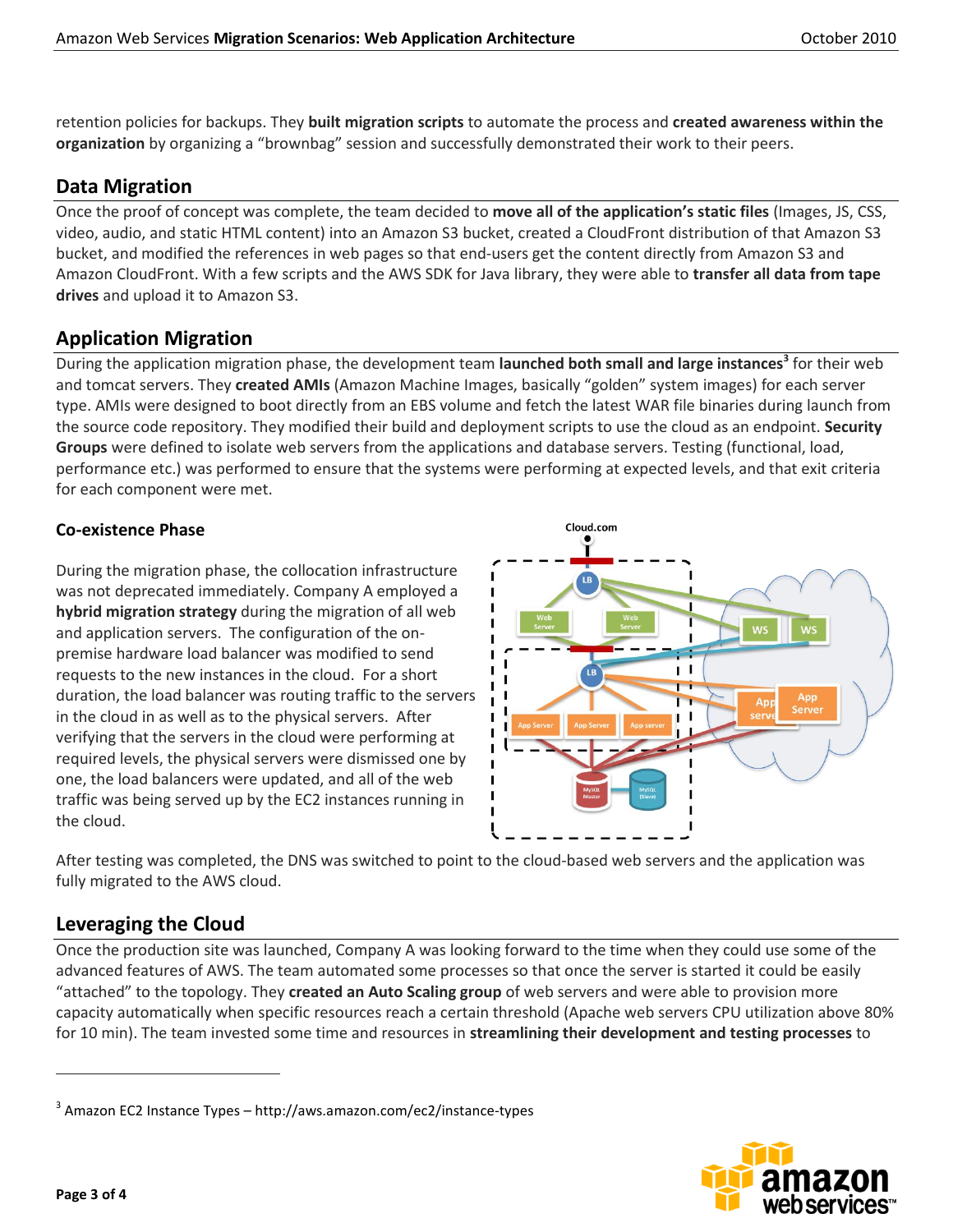retention policies for backups. They **built migration scripts** to automate the process and **created awareness within the organization** by organizing a "brownbag" session and successfully demonstrated their work to their peers.

## Data Migration

Once the proof of concept was complete, the team decided to **move all of the application's static files** (Images, JS, CSS, video, audio, and static HTML content) into an Amazon S3 bucket, created a CloudFront distribution of that Amazon S3 bucket, and modified the references in web pages so that end-users get the content directly from Amazon S3 and Amazon CloudFront. With a few scripts and the AWS SDK for Java library, they were able to **transfer all data from tape drives** and upload it to Amazon S3.

## Application Migration

During the application migration phase, the development team **launched both small and large instances**[3] for their web and tomcat servers. They **created AMIs** (Amazon Machine Images, basically "golden" system images) for each server type. AMIs were designed to boot directly from an EBS volume and fetch the latest WAR file binaries during launch from the source code repository. They modified their build and deployment scripts to use the cloud as an endpoint. **Security Groups** were defined to isolate web servers from the applications and database servers. Testing (functional, load, performance etc.) was performed to ensure that the systems were performing at expected levels, and that exit criteria for each component were met.

### Co-existence Phase

During the migration phase, the collocation infrastructure was not deprecated immediately. Company A employed a **hybrid migration strategy** during the migration of all web and application servers. The configuration of the on-premise hardware load balancer was modified to send requests to the new instances in the cloud. For a short duration, the load balancer was routing traffic to the servers in the cloud in as well as to the physical servers. After verifying that the servers in the cloud were performing at required levels, the physical servers were dismissed one by one, the load balancers were updated, and all of the web traffic was being served up by the EC2 instances running in the cloud.

After testing was completed, the DNS was switched to point to the cloud-based web servers and the application was fully migrated to the AWS cloud.

## Leveraging the Cloud

Once the production site was launched, Company A was looking forward to the time when they could use some of the advanced features of AWS. The team automated some processes so that once the server is started it could be easily "attached" to the topology. They **created an Auto Scaling group** of web servers and were able to provision more capacity automatically when specific resources reach a certain threshold (Apache web servers CPU utilization above 80% for 10 min). The team invested some time and resources in **streamlining their development and testing processes** to

[3] Amazon EC2 Instance Types – http://aws.amazon.com/ec2/instance-types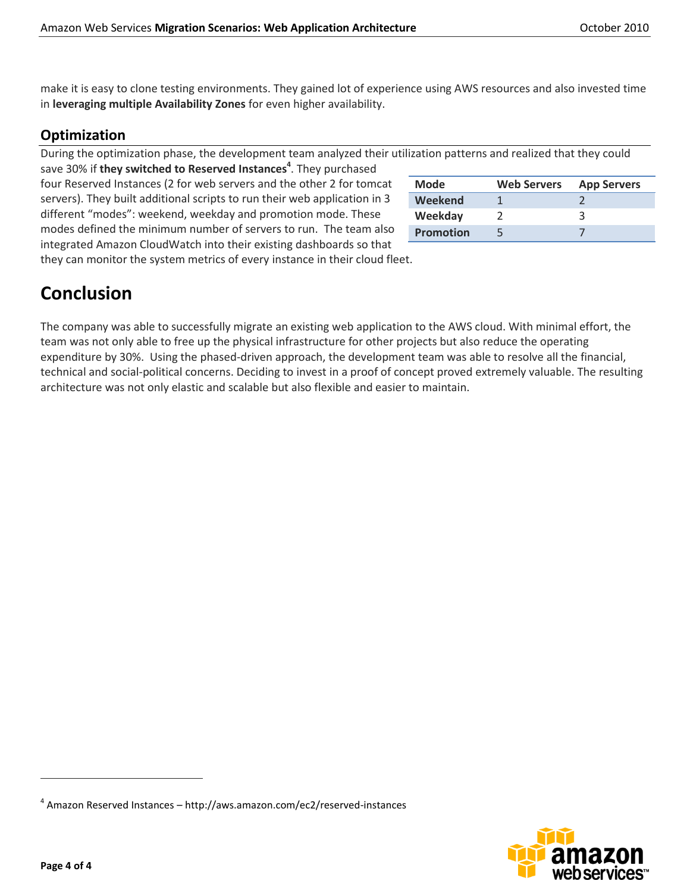make it is easy to clone testing environments. They gained lot of experience using AWS resources and also invested time in **leveraging multiple Availability Zones** for even higher availability.

## Optimization

During the optimization phase, the development team analyzed their utilization patterns and realized that they could save 30% if **they switched to Reserved Instances**[4]. They purchased four Reserved Instances (2 for web servers and the other 2 for tomcat servers). They built additional scripts to run their web application in 3 different "modes": weekend, weekday and promotion mode. These modes defined the minimum number of servers to run. The team also integrated Amazon CloudWatch into their existing dashboards so that they can monitor the system metrics of every instance in their cloud fleet.

| Mode | Web Servers | App Servers |
|---|---|---|
| **Weekend** | 1 | 2 |
| **Weekday** | 2 | 3 |
| **Promotion** | 5 | 7 |

# Conclusion

The company was able to successfully migrate an existing web application to the AWS cloud. With minimal effort, the team was not only able to free up the physical infrastructure for other projects but also reduce the operating expenditure by 30%. Using the phased-driven approach, the development team was able to resolve all the financial, technical and social-political concerns. Deciding to invest in a proof of concept proved extremely valuable. The resulting architecture was not only elastic and scalable but also flexible and easier to maintain.

[4] Amazon Reserved Instances – http://aws.amazon.com/ec2/reserved-instances